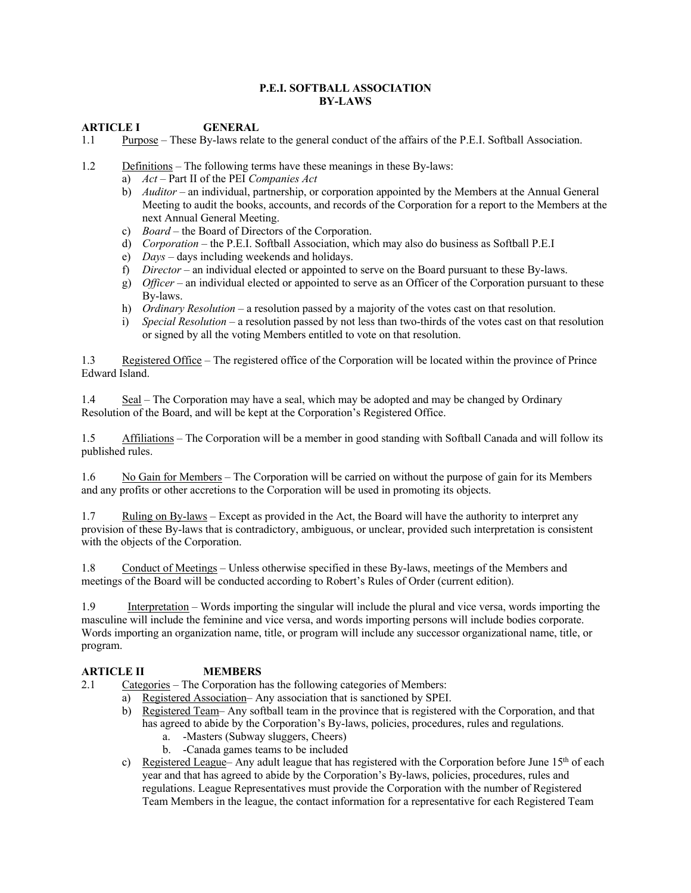# P.E.I. SOFTBALL ASSOCIATION
# BY-LAWS

## ARTICLE I GENERAL

1.1 Purpose – These By-laws relate to the general conduct of the affairs of the P.E.I. Softball Association.

1.2 Definitions – The following terms have these meanings in these By-laws:

a) *Act* – Part II of the PEI *Companies Act*
b) *Auditor* – an individual, partnership, or corporation appointed by the Members at the Annual General Meeting to audit the books, accounts, and records of the Corporation for a report to the Members at the next Annual General Meeting.
c) *Board* – the Board of Directors of the Corporation.
d) *Corporation* – the P.E.I. Softball Association, which may also do business as Softball P.E.I
e) *Days* – days including weekends and holidays.
f) *Director* – an individual elected or appointed to serve on the Board pursuant to these By-laws.
g) *Officer* – an individual elected or appointed to serve as an Officer of the Corporation pursuant to these By-laws.
h) *Ordinary Resolution* – a resolution passed by a majority of the votes cast on that resolution.
i) *Special Resolution* – a resolution passed by not less than two-thirds of the votes cast on that resolution or signed by all the voting Members entitled to vote on that resolution.

1.3 Registered Office – The registered office of the Corporation will be located within the province of Prince Edward Island.

1.4 Seal – The Corporation may have a seal, which may be adopted and may be changed by Ordinary Resolution of the Board, and will be kept at the Corporation's Registered Office.

1.5 Affiliations – The Corporation will be a member in good standing with Softball Canada and will follow its published rules.

1.6 No Gain for Members – The Corporation will be carried on without the purpose of gain for its Members and any profits or other accretions to the Corporation will be used in promoting its objects.

1.7 Ruling on By-laws – Except as provided in the Act, the Board will have the authority to interpret any provision of these By-laws that is contradictory, ambiguous, or unclear, provided such interpretation is consistent with the objects of the Corporation.

1.8 Conduct of Meetings – Unless otherwise specified in these By-laws, meetings of the Members and meetings of the Board will be conducted according to Robert's Rules of Order (current edition).

1.9 Interpretation – Words importing the singular will include the plural and vice versa, words importing the masculine will include the feminine and vice versa, and words importing persons will include bodies corporate. Words importing an organization name, title, or program will include any successor organizational name, title, or program.

## ARTICLE II MEMBERS

2.1 Categories – The Corporation has the following categories of Members:

a) Registered Association– Any association that is sanctioned by SPEI.
b) Registered Team– Any softball team in the province that is registered with the Corporation, and that has agreed to abide by the Corporation's By-laws, policies, procedures, rules and regulations.
   a. -Masters (Subway sluggers, Cheers)
   b. -Canada games teams to be included
c) Registered League– Any adult league that has registered with the Corporation before June 15th of each year and that has agreed to abide by the Corporation's By-laws, policies, procedures, rules and regulations. League Representatives must provide the Corporation with the number of Registered Team Members in the league, the contact information for a representative for each Registered Team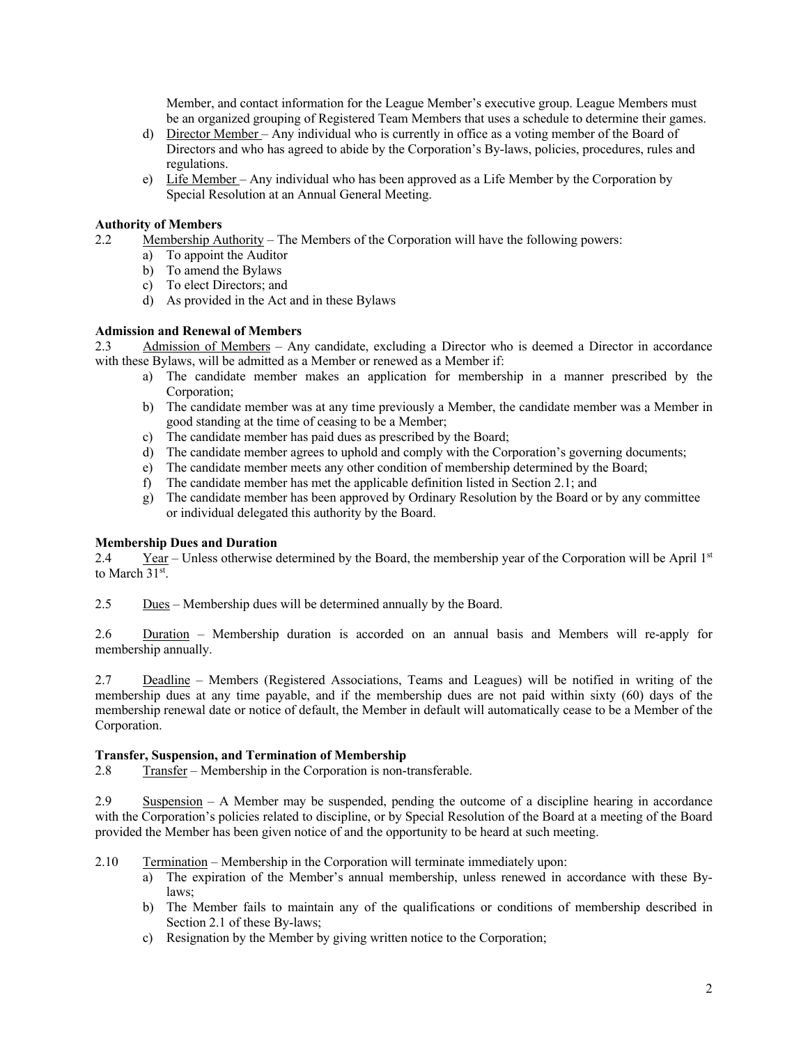Member, and contact information for the League Member's executive group. League Members must be an organized grouping of Registered Team Members that uses a schedule to determine their games.

d) Director Member – Any individual who is currently in office as a voting member of the Board of Directors and who has agreed to abide by the Corporation's By-laws, policies, procedures, rules and regulations.

e) Life Member – Any individual who has been approved as a Life Member by the Corporation by Special Resolution at an Annual General Meeting.

**Authority of Members**

2.2 Membership Authority – The Members of the Corporation will have the following powers:

a) To appoint the Auditor
b) To amend the Bylaws
c) To elect Directors; and
d) As provided in the Act and in these Bylaws

**Admission and Renewal of Members**

2.3 Admission of Members – Any candidate, excluding a Director who is deemed a Director in accordance with these Bylaws, will be admitted as a Member or renewed as a Member if:

a) The candidate member makes an application for membership in a manner prescribed by the Corporation;
b) The candidate member was at any time previously a Member, the candidate member was a Member in good standing at the time of ceasing to be a Member;
c) The candidate member has paid dues as prescribed by the Board;
d) The candidate member agrees to uphold and comply with the Corporation's governing documents;
e) The candidate member meets any other condition of membership determined by the Board;
f) The candidate member has met the applicable definition listed in Section 2.1; and
g) The candidate member has been approved by Ordinary Resolution by the Board or by any committee or individual delegated this authority by the Board.

**Membership Dues and Duration**

2.4 Year – Unless otherwise determined by the Board, the membership year of the Corporation will be April 1st to March 31st.

2.5 Dues – Membership dues will be determined annually by the Board.

2.6 Duration – Membership duration is accorded on an annual basis and Members will re-apply for membership annually.

2.7 Deadline – Members (Registered Associations, Teams and Leagues) will be notified in writing of the membership dues at any time payable, and if the membership dues are not paid within sixty (60) days of the membership renewal date or notice of default, the Member in default will automatically cease to be a Member of the Corporation.

**Transfer, Suspension, and Termination of Membership**

2.8 Transfer – Membership in the Corporation is non-transferable.

2.9 Suspension – A Member may be suspended, pending the outcome of a discipline hearing in accordance with the Corporation's policies related to discipline, or by Special Resolution of the Board at a meeting of the Board provided the Member has been given notice of and the opportunity to be heard at such meeting.

2.10 Termination – Membership in the Corporation will terminate immediately upon:

a) The expiration of the Member's annual membership, unless renewed in accordance with these By-laws;
b) The Member fails to maintain any of the qualifications or conditions of membership described in Section 2.1 of these By-laws;
c) Resignation by the Member by giving written notice to the Corporation;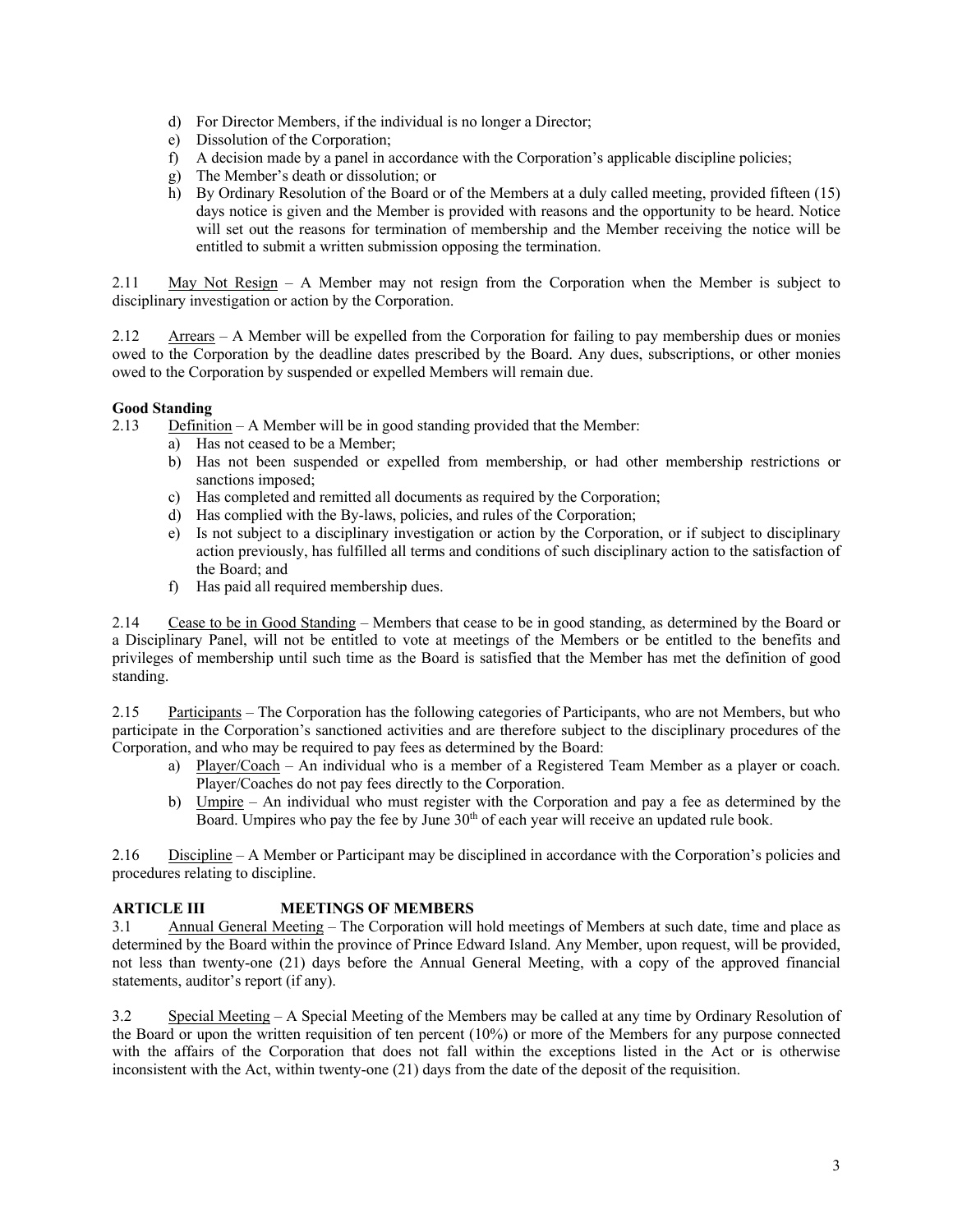d) For Director Members, if the individual is no longer a Director;
e) Dissolution of the Corporation;
f) A decision made by a panel in accordance with the Corporation's applicable discipline policies;
g) The Member's death or dissolution; or
h) By Ordinary Resolution of the Board or of the Members at a duly called meeting, provided fifteen (15) days notice is given and the Member is provided with reasons and the opportunity to be heard. Notice will set out the reasons for termination of membership and the Member receiving the notice will be entitled to submit a written submission opposing the termination.

2.11 May Not Resign – A Member may not resign from the Corporation when the Member is subject to disciplinary investigation or action by the Corporation.

2.12 Arrears – A Member will be expelled from the Corporation for failing to pay membership dues or monies owed to the Corporation by the deadline dates prescribed by the Board. Any dues, subscriptions, or other monies owed to the Corporation by suspended or expelled Members will remain due.

**Good Standing**

2.13 Definition – A Member will be in good standing provided that the Member:

a) Has not ceased to be a Member;
b) Has not been suspended or expelled from membership, or had other membership restrictions or sanctions imposed;
c) Has completed and remitted all documents as required by the Corporation;
d) Has complied with the By-laws, policies, and rules of the Corporation;
e) Is not subject to a disciplinary investigation or action by the Corporation, or if subject to disciplinary action previously, has fulfilled all terms and conditions of such disciplinary action to the satisfaction of the Board; and
f) Has paid all required membership dues.

2.14 Cease to be in Good Standing – Members that cease to be in good standing, as determined by the Board or a Disciplinary Panel, will not be entitled to vote at meetings of the Members or be entitled to the benefits and privileges of membership until such time as the Board is satisfied that the Member has met the definition of good standing.

2.15 Participants – The Corporation has the following categories of Participants, who are not Members, but who participate in the Corporation's sanctioned activities and are therefore subject to the disciplinary procedures of the Corporation, and who may be required to pay fees as determined by the Board:

a) Player/Coach – An individual who is a member of a Registered Team Member as a player or coach. Player/Coaches do not pay fees directly to the Corporation.
b) Umpire – An individual who must register with the Corporation and pay a fee as determined by the Board. Umpires who pay the fee by June 30th of each year will receive an updated rule book.

2.16 Discipline – A Member or Participant may be disciplined in accordance with the Corporation's policies and procedures relating to discipline.

## ARTICLE III MEETINGS OF MEMBERS

3.1 Annual General Meeting – The Corporation will hold meetings of Members at such date, time and place as determined by the Board within the province of Prince Edward Island. Any Member, upon request, will be provided, not less than twenty-one (21) days before the Annual General Meeting, with a copy of the approved financial statements, auditor's report (if any).

3.2 Special Meeting – A Special Meeting of the Members may be called at any time by Ordinary Resolution of the Board or upon the written requisition of ten percent (10%) or more of the Members for any purpose connected with the affairs of the Corporation that does not fall within the exceptions listed in the Act or is otherwise inconsistent with the Act, within twenty-one (21) days from the date of the deposit of the requisition.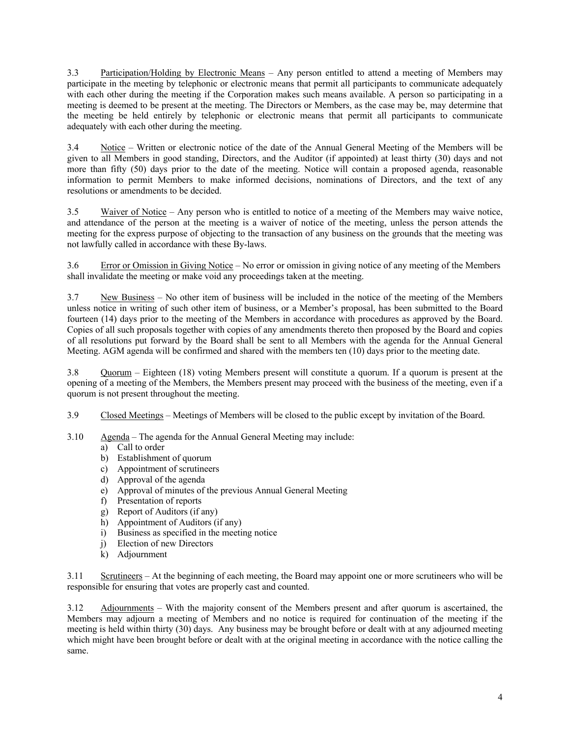3.3 Participation/Holding by Electronic Means – Any person entitled to attend a meeting of Members may participate in the meeting by telephonic or electronic means that permit all participants to communicate adequately with each other during the meeting if the Corporation makes such means available. A person so participating in a meeting is deemed to be present at the meeting. The Directors or Members, as the case may be, may determine that the meeting be held entirely by telephonic or electronic means that permit all participants to communicate adequately with each other during the meeting.

3.4 Notice – Written or electronic notice of the date of the Annual General Meeting of the Members will be given to all Members in good standing, Directors, and the Auditor (if appointed) at least thirty (30) days and not more than fifty (50) days prior to the date of the meeting. Notice will contain a proposed agenda, reasonable information to permit Members to make informed decisions, nominations of Directors, and the text of any resolutions or amendments to be decided.

3.5 Waiver of Notice – Any person who is entitled to notice of a meeting of the Members may waive notice, and attendance of the person at the meeting is a waiver of notice of the meeting, unless the person attends the meeting for the express purpose of objecting to the transaction of any business on the grounds that the meeting was not lawfully called in accordance with these By-laws.

3.6 Error or Omission in Giving Notice – No error or omission in giving notice of any meeting of the Members shall invalidate the meeting or make void any proceedings taken at the meeting.

3.7 New Business – No other item of business will be included in the notice of the meeting of the Members unless notice in writing of such other item of business, or a Member's proposal, has been submitted to the Board fourteen (14) days prior to the meeting of the Members in accordance with procedures as approved by the Board. Copies of all such proposals together with copies of any amendments thereto then proposed by the Board and copies of all resolutions put forward by the Board shall be sent to all Members with the agenda for the Annual General Meeting. AGM agenda will be confirmed and shared with the members ten (10) days prior to the meeting date.

3.8 Quorum – Eighteen (18) voting Members present will constitute a quorum. If a quorum is present at the opening of a meeting of the Members, the Members present may proceed with the business of the meeting, even if a quorum is not present throughout the meeting.

3.9 Closed Meetings – Meetings of Members will be closed to the public except by invitation of the Board.

3.10 Agenda – The agenda for the Annual General Meeting may include:

a) Call to order
b) Establishment of quorum
c) Appointment of scrutineers
d) Approval of the agenda
e) Approval of minutes of the previous Annual General Meeting
f) Presentation of reports
g) Report of Auditors (if any)
h) Appointment of Auditors (if any)
i) Business as specified in the meeting notice
j) Election of new Directors
k) Adjournment

3.11 Scrutineers – At the beginning of each meeting, the Board may appoint one or more scrutineers who will be responsible for ensuring that votes are properly cast and counted.

3.12 Adjournments – With the majority consent of the Members present and after quorum is ascertained, the Members may adjourn a meeting of Members and no notice is required for continuation of the meeting if the meeting is held within thirty (30) days. Any business may be brought before or dealt with at any adjourned meeting which might have been brought before or dealt with at the original meeting in accordance with the notice calling the same.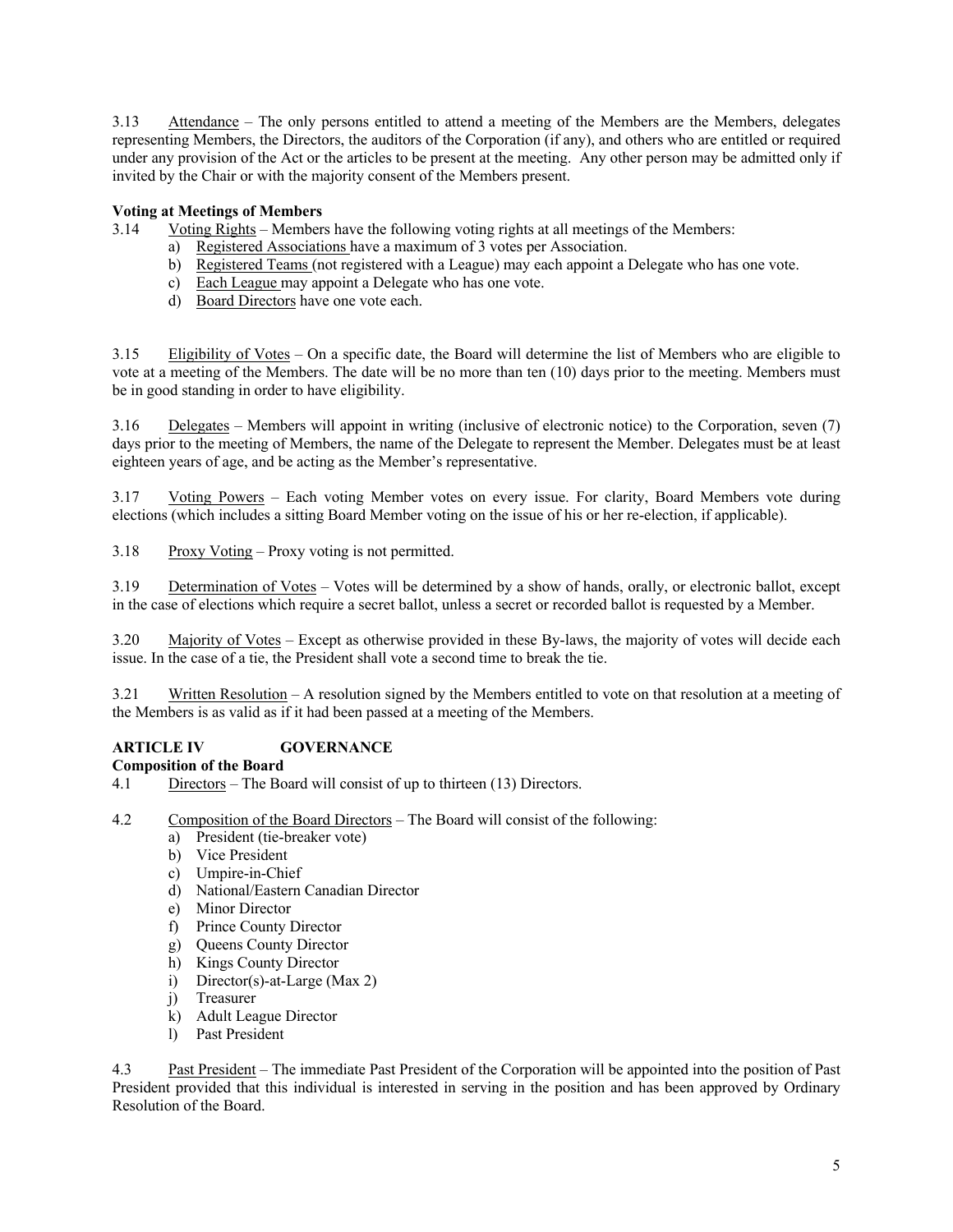3.13 Attendance – The only persons entitled to attend a meeting of the Members are the Members, delegates representing Members, the Directors, the auditors of the Corporation (if any), and others who are entitled or required under any provision of the Act or the articles to be present at the meeting. Any other person may be admitted only if invited by the Chair or with the majority consent of the Members present.

**Voting at Meetings of Members**

3.14 Voting Rights – Members have the following voting rights at all meetings of the Members:

a) Registered Associations have a maximum of 3 votes per Association.
b) Registered Teams (not registered with a League) may each appoint a Delegate who has one vote.
c) Each League may appoint a Delegate who has one vote.
d) Board Directors have one vote each.

3.15 Eligibility of Votes – On a specific date, the Board will determine the list of Members who are eligible to vote at a meeting of the Members. The date will be no more than ten (10) days prior to the meeting. Members must be in good standing in order to have eligibility.

3.16 Delegates – Members will appoint in writing (inclusive of electronic notice) to the Corporation, seven (7) days prior to the meeting of Members, the name of the Delegate to represent the Member. Delegates must be at least eighteen years of age, and be acting as the Member's representative.

3.17 Voting Powers – Each voting Member votes on every issue. For clarity, Board Members vote during elections (which includes a sitting Board Member voting on the issue of his or her re-election, if applicable).

3.18 Proxy Voting – Proxy voting is not permitted.

3.19 Determination of Votes – Votes will be determined by a show of hands, orally, or electronic ballot, except in the case of elections which require a secret ballot, unless a secret or recorded ballot is requested by a Member.

3.20 Majority of Votes – Except as otherwise provided in these By-laws, the majority of votes will decide each issue. In the case of a tie, the President shall vote a second time to break the tie.

3.21 Written Resolution – A resolution signed by the Members entitled to vote on that resolution at a meeting of the Members is as valid as if it had been passed at a meeting of the Members.

## ARTICLE IV GOVERNANCE

**Composition of the Board**

4.1 Directors – The Board will consist of up to thirteen (13) Directors.

4.2 Composition of the Board Directors – The Board will consist of the following:

a) President (tie-breaker vote)
b) Vice President
c) Umpire-in-Chief
d) National/Eastern Canadian Director
e) Minor Director
f) Prince County Director
g) Queens County Director
h) Kings County Director
i) Director(s)-at-Large (Max 2)
j) Treasurer
k) Adult League Director
l) Past President

4.3 Past President – The immediate Past President of the Corporation will be appointed into the position of Past President provided that this individual is interested in serving in the position and has been approved by Ordinary Resolution of the Board.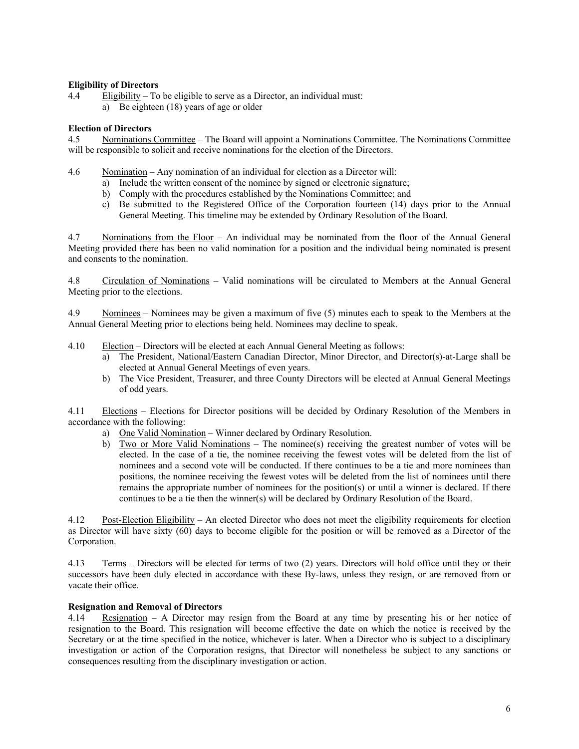**Eligibility of Directors**

4.4 Eligibility – To be eligible to serve as a Director, an individual must:

a) Be eighteen (18) years of age or older

**Election of Directors**

4.5 Nominations Committee – The Board will appoint a Nominations Committee. The Nominations Committee will be responsible to solicit and receive nominations for the election of the Directors.

4.6 Nomination – Any nomination of an individual for election as a Director will:

a) Include the written consent of the nominee by signed or electronic signature;
b) Comply with the procedures established by the Nominations Committee; and
c) Be submitted to the Registered Office of the Corporation fourteen (14) days prior to the Annual General Meeting. This timeline may be extended by Ordinary Resolution of the Board.

4.7 Nominations from the Floor – An individual may be nominated from the floor of the Annual General Meeting provided there has been no valid nomination for a position and the individual being nominated is present and consents to the nomination.

4.8 Circulation of Nominations – Valid nominations will be circulated to Members at the Annual General Meeting prior to the elections.

4.9 Nominees – Nominees may be given a maximum of five (5) minutes each to speak to the Members at the Annual General Meeting prior to elections being held. Nominees may decline to speak.

4.10 Election – Directors will be elected at each Annual General Meeting as follows:

a) The President, National/Eastern Canadian Director, Minor Director, and Director(s)-at-Large shall be elected at Annual General Meetings of even years.
b) The Vice President, Treasurer, and three County Directors will be elected at Annual General Meetings of odd years.

4.11 Elections – Elections for Director positions will be decided by Ordinary Resolution of the Members in accordance with the following:

a) One Valid Nomination – Winner declared by Ordinary Resolution.
b) Two or More Valid Nominations – The nominee(s) receiving the greatest number of votes will be elected. In the case of a tie, the nominee receiving the fewest votes will be deleted from the list of nominees and a second vote will be conducted. If there continues to be a tie and more nominees than positions, the nominee receiving the fewest votes will be deleted from the list of nominees until there remains the appropriate number of nominees for the position(s) or until a winner is declared. If there continues to be a tie then the winner(s) will be declared by Ordinary Resolution of the Board.

4.12 Post-Election Eligibility – An elected Director who does not meet the eligibility requirements for election as Director will have sixty (60) days to become eligible for the position or will be removed as a Director of the Corporation.

4.13 Terms – Directors will be elected for terms of two (2) years. Directors will hold office until they or their successors have been duly elected in accordance with these By-laws, unless they resign, or are removed from or vacate their office.

**Resignation and Removal of Directors**

4.14 Resignation – A Director may resign from the Board at any time by presenting his or her notice of resignation to the Board. This resignation will become effective the date on which the notice is received by the Secretary or at the time specified in the notice, whichever is later. When a Director who is subject to a disciplinary investigation or action of the Corporation resigns, that Director will nonetheless be subject to any sanctions or consequences resulting from the disciplinary investigation or action.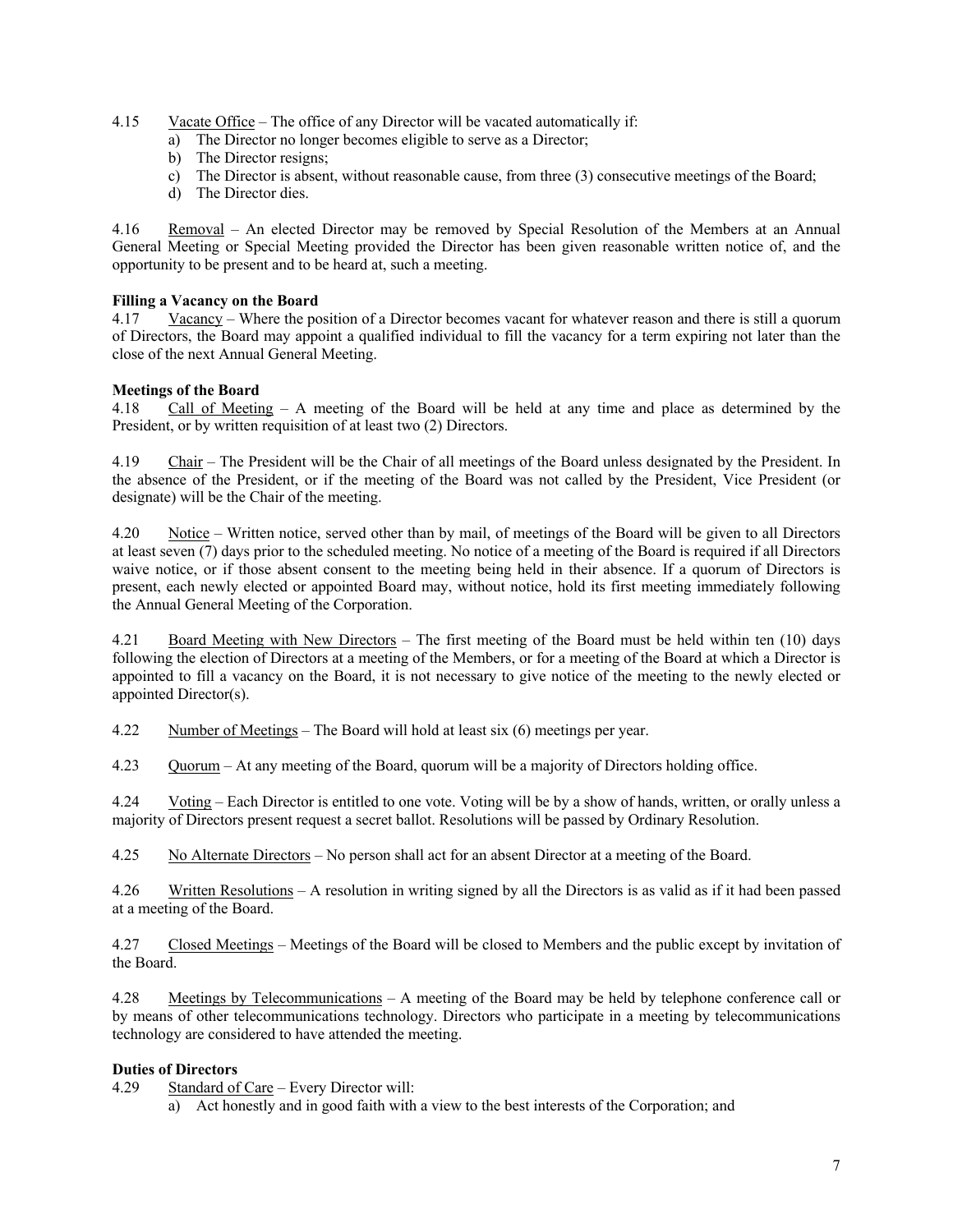4.15 Vacate Office – The office of any Director will be vacated automatically if:

a) The Director no longer becomes eligible to serve as a Director;
b) The Director resigns;
c) The Director is absent, without reasonable cause, from three (3) consecutive meetings of the Board;
d) The Director dies.

4.16 Removal – An elected Director may be removed by Special Resolution of the Members at an Annual General Meeting or Special Meeting provided the Director has been given reasonable written notice of, and the opportunity to be present and to be heard at, such a meeting.

**Filling a Vacancy on the Board**

4.17 Vacancy – Where the position of a Director becomes vacant for whatever reason and there is still a quorum of Directors, the Board may appoint a qualified individual to fill the vacancy for a term expiring not later than the close of the next Annual General Meeting.

**Meetings of the Board**

4.18 Call of Meeting – A meeting of the Board will be held at any time and place as determined by the President, or by written requisition of at least two (2) Directors.

4.19 Chair – The President will be the Chair of all meetings of the Board unless designated by the President. In the absence of the President, or if the meeting of the Board was not called by the President, Vice President (or designate) will be the Chair of the meeting.

4.20 Notice – Written notice, served other than by mail, of meetings of the Board will be given to all Directors at least seven (7) days prior to the scheduled meeting. No notice of a meeting of the Board is required if all Directors waive notice, or if those absent consent to the meeting being held in their absence. If a quorum of Directors is present, each newly elected or appointed Board may, without notice, hold its first meeting immediately following the Annual General Meeting of the Corporation.

4.21 Board Meeting with New Directors – The first meeting of the Board must be held within ten (10) days following the election of Directors at a meeting of the Members, or for a meeting of the Board at which a Director is appointed to fill a vacancy on the Board, it is not necessary to give notice of the meeting to the newly elected or appointed Director(s).

4.22 Number of Meetings – The Board will hold at least six (6) meetings per year.

4.23 Quorum – At any meeting of the Board, quorum will be a majority of Directors holding office.

4.24 Voting – Each Director is entitled to one vote. Voting will be by a show of hands, written, or orally unless a majority of Directors present request a secret ballot. Resolutions will be passed by Ordinary Resolution.

4.25 No Alternate Directors – No person shall act for an absent Director at a meeting of the Board.

4.26 Written Resolutions – A resolution in writing signed by all the Directors is as valid as if it had been passed at a meeting of the Board.

4.27 Closed Meetings – Meetings of the Board will be closed to Members and the public except by invitation of the Board.

4.28 Meetings by Telecommunications – A meeting of the Board may be held by telephone conference call or by means of other telecommunications technology. Directors who participate in a meeting by telecommunications technology are considered to have attended the meeting.

**Duties of Directors**

4.29 Standard of Care – Every Director will:

a) Act honestly and in good faith with a view to the best interests of the Corporation; and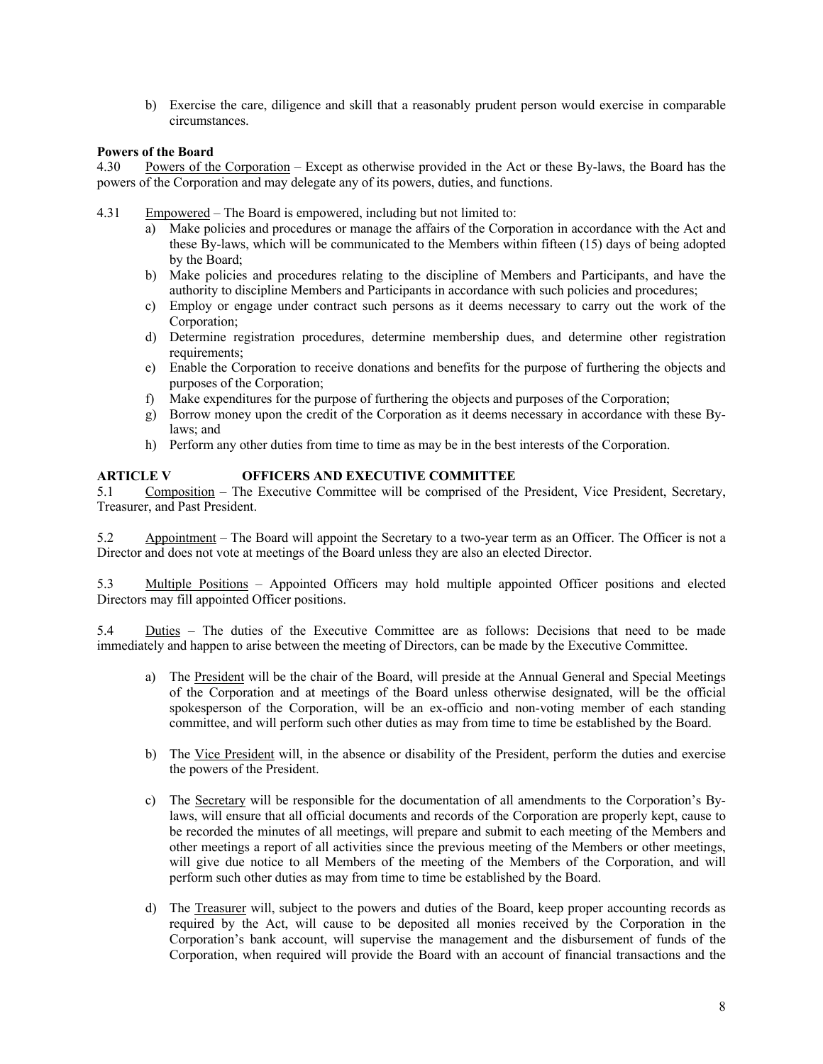b) Exercise the care, diligence and skill that a reasonably prudent person would exercise in comparable circumstances.

**Powers of the Board**

4.30 Powers of the Corporation – Except as otherwise provided in the Act or these By-laws, the Board has the powers of the Corporation and may delegate any of its powers, duties, and functions.

4.31 Empowered – The Board is empowered, including but not limited to:

a) Make policies and procedures or manage the affairs of the Corporation in accordance with the Act and these By-laws, which will be communicated to the Members within fifteen (15) days of being adopted by the Board;
b) Make policies and procedures relating to the discipline of Members and Participants, and have the authority to discipline Members and Participants in accordance with such policies and procedures;
c) Employ or engage under contract such persons as it deems necessary to carry out the work of the Corporation;
d) Determine registration procedures, determine membership dues, and determine other registration requirements;
e) Enable the Corporation to receive donations and benefits for the purpose of furthering the objects and purposes of the Corporation;
f) Make expenditures for the purpose of furthering the objects and purposes of the Corporation;
g) Borrow money upon the credit of the Corporation as it deems necessary in accordance with these By-laws; and
h) Perform any other duties from time to time as may be in the best interests of the Corporation.

## ARTICLE V OFFICERS AND EXECUTIVE COMMITTEE

5.1 Composition – The Executive Committee will be comprised of the President, Vice President, Secretary, Treasurer, and Past President.

5.2 Appointment – The Board will appoint the Secretary to a two-year term as an Officer. The Officer is not a Director and does not vote at meetings of the Board unless they are also an elected Director.

5.3 Multiple Positions – Appointed Officers may hold multiple appointed Officer positions and elected Directors may fill appointed Officer positions.

5.4 Duties – The duties of the Executive Committee are as follows: Decisions that need to be made immediately and happen to arise between the meeting of Directors, can be made by the Executive Committee.

a) The President will be the chair of the Board, will preside at the Annual General and Special Meetings of the Corporation and at meetings of the Board unless otherwise designated, will be the official spokesperson of the Corporation, will be an ex-officio and non-voting member of each standing committee, and will perform such other duties as may from time to time be established by the Board.

b) The Vice President will, in the absence or disability of the President, perform the duties and exercise the powers of the President.

c) The Secretary will be responsible for the documentation of all amendments to the Corporation's By-laws, will ensure that all official documents and records of the Corporation are properly kept, cause to be recorded the minutes of all meetings, will prepare and submit to each meeting of the Members and other meetings a report of all activities since the previous meeting of the Members or other meetings, will give due notice to all Members of the meeting of the Members of the Corporation, and will perform such other duties as may from time to time be established by the Board.

d) The Treasurer will, subject to the powers and duties of the Board, keep proper accounting records as required by the Act, will cause to be deposited all monies received by the Corporation in the Corporation's bank account, will supervise the management and the disbursement of funds of the Corporation, when required will provide the Board with an account of financial transactions and the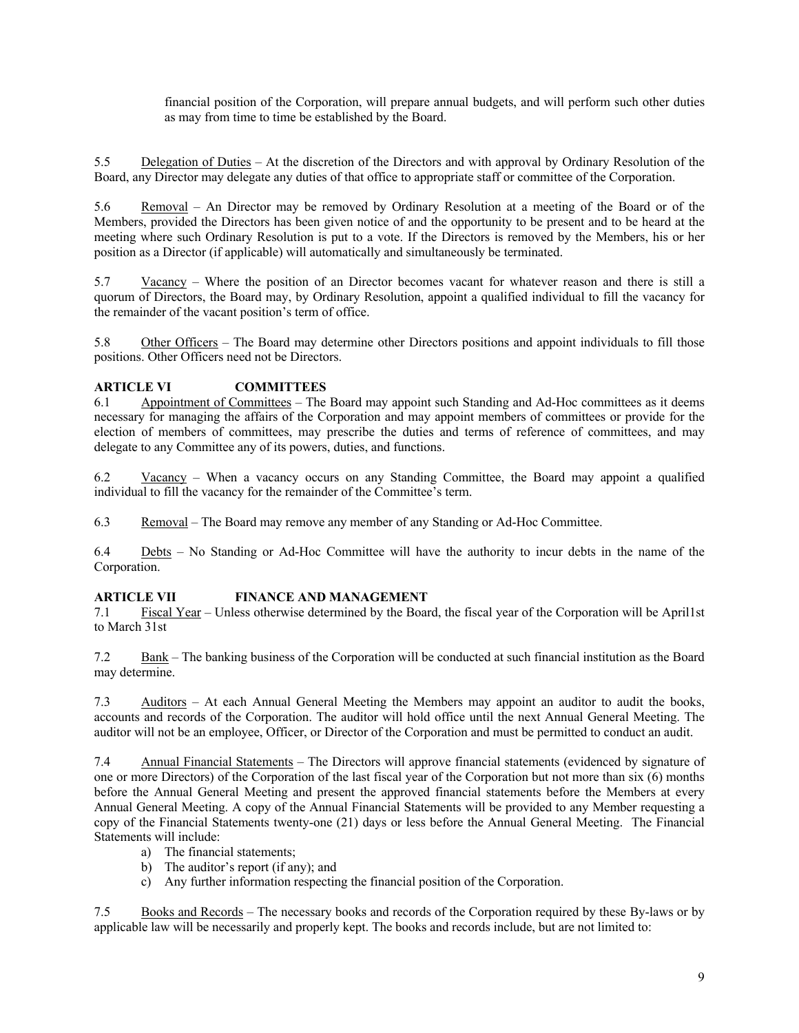financial position of the Corporation, will prepare annual budgets, and will perform such other duties as may from time to time be established by the Board.

5.5 Delegation of Duties – At the discretion of the Directors and with approval by Ordinary Resolution of the Board, any Director may delegate any duties of that office to appropriate staff or committee of the Corporation.

5.6 Removal – An Director may be removed by Ordinary Resolution at a meeting of the Board or of the Members, provided the Directors has been given notice of and the opportunity to be present and to be heard at the meeting where such Ordinary Resolution is put to a vote. If the Directors is removed by the Members, his or her position as a Director (if applicable) will automatically and simultaneously be terminated.

5.7 Vacancy – Where the position of an Director becomes vacant for whatever reason and there is still a quorum of Directors, the Board may, by Ordinary Resolution, appoint a qualified individual to fill the vacancy for the remainder of the vacant position's term of office.

5.8 Other Officers – The Board may determine other Directors positions and appoint individuals to fill those positions. Other Officers need not be Directors.

## ARTICLE VI COMMITTEES

6.1 Appointment of Committees – The Board may appoint such Standing and Ad-Hoc committees as it deems necessary for managing the affairs of the Corporation and may appoint members of committees or provide for the election of members of committees, may prescribe the duties and terms of reference of committees, and may delegate to any Committee any of its powers, duties, and functions.

6.2 Vacancy – When a vacancy occurs on any Standing Committee, the Board may appoint a qualified individual to fill the vacancy for the remainder of the Committee's term.

6.3 Removal – The Board may remove any member of any Standing or Ad-Hoc Committee.

6.4 Debts – No Standing or Ad-Hoc Committee will have the authority to incur debts in the name of the Corporation.

## ARTICLE VII FINANCE AND MANAGEMENT

7.1 Fiscal Year – Unless otherwise determined by the Board, the fiscal year of the Corporation will be April1st to March 31st

7.2 Bank – The banking business of the Corporation will be conducted at such financial institution as the Board may determine.

7.3 Auditors – At each Annual General Meeting the Members may appoint an auditor to audit the books, accounts and records of the Corporation. The auditor will hold office until the next Annual General Meeting. The auditor will not be an employee, Officer, or Director of the Corporation and must be permitted to conduct an audit.

7.4 Annual Financial Statements – The Directors will approve financial statements (evidenced by signature of one or more Directors) of the Corporation of the last fiscal year of the Corporation but not more than six (6) months before the Annual General Meeting and present the approved financial statements before the Members at every Annual General Meeting. A copy of the Annual Financial Statements will be provided to any Member requesting a copy of the Financial Statements twenty-one (21) days or less before the Annual General Meeting. The Financial Statements will include:

a) The financial statements;
b) The auditor's report (if any); and
c) Any further information respecting the financial position of the Corporation.

7.5 Books and Records – The necessary books and records of the Corporation required by these By-laws or by applicable law will be necessarily and properly kept. The books and records include, but are not limited to: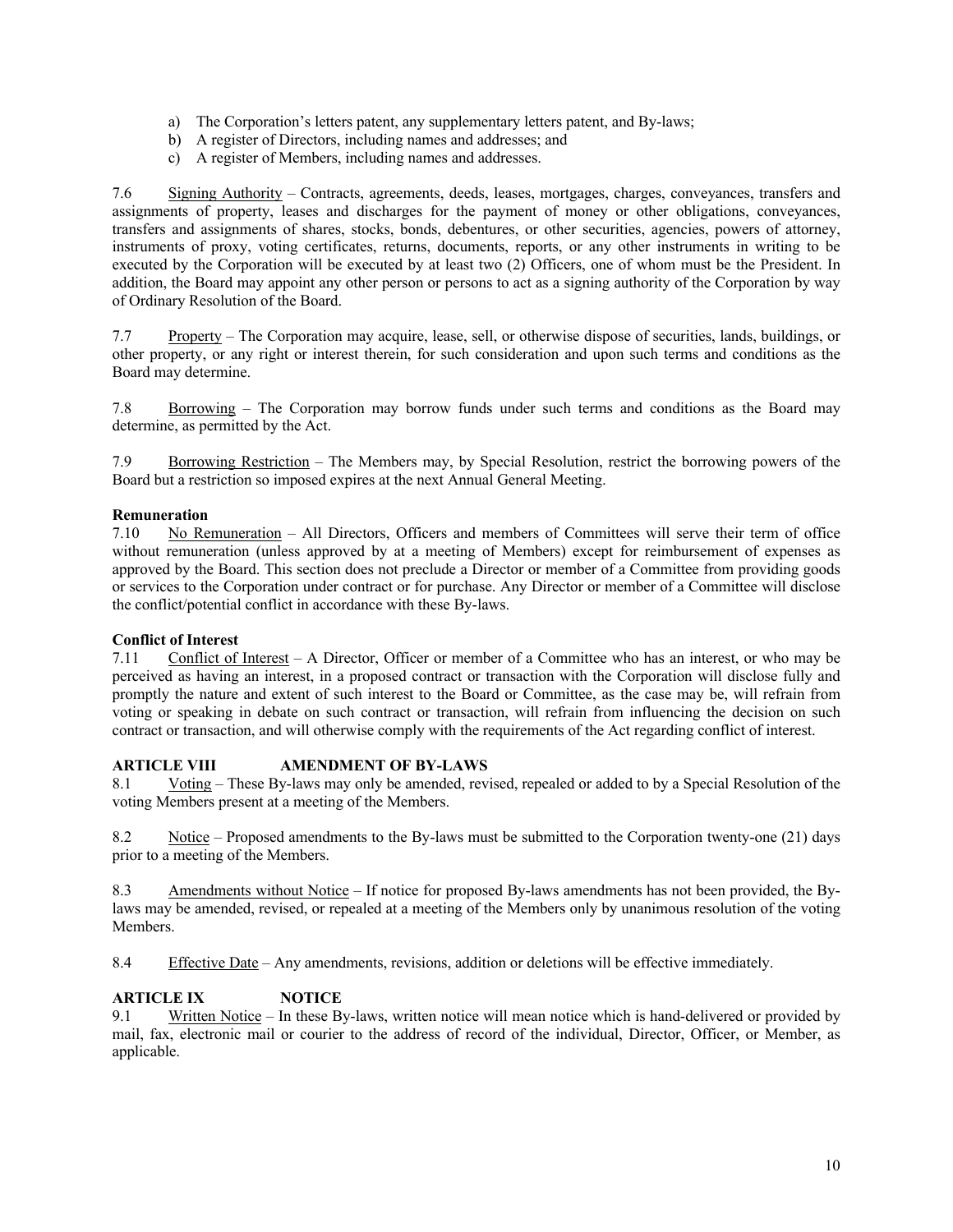a) The Corporation's letters patent, any supplementary letters patent, and By-laws;
b) A register of Directors, including names and addresses; and
c) A register of Members, including names and addresses.

7.6 Signing Authority – Contracts, agreements, deeds, leases, mortgages, charges, conveyances, transfers and assignments of property, leases and discharges for the payment of money or other obligations, conveyances, transfers and assignments of shares, stocks, bonds, debentures, or other securities, agencies, powers of attorney, instruments of proxy, voting certificates, returns, documents, reports, or any other instruments in writing to be executed by the Corporation will be executed by at least two (2) Officers, one of whom must be the President. In addition, the Board may appoint any other person or persons to act as a signing authority of the Corporation by way of Ordinary Resolution of the Board.

7.7 Property – The Corporation may acquire, lease, sell, or otherwise dispose of securities, lands, buildings, or other property, or any right or interest therein, for such consideration and upon such terms and conditions as the Board may determine.

7.8 Borrowing – The Corporation may borrow funds under such terms and conditions as the Board may determine, as permitted by the Act.

7.9 Borrowing Restriction – The Members may, by Special Resolution, restrict the borrowing powers of the Board but a restriction so imposed expires at the next Annual General Meeting.

**Remuneration**

7.10 No Remuneration – All Directors, Officers and members of Committees will serve their term of office without remuneration (unless approved by at a meeting of Members) except for reimbursement of expenses as approved by the Board. This section does not preclude a Director or member of a Committee from providing goods or services to the Corporation under contract or for purchase. Any Director or member of a Committee will disclose the conflict/potential conflict in accordance with these By-laws.

**Conflict of Interest**

7.11 Conflict of Interest – A Director, Officer or member of a Committee who has an interest, or who may be perceived as having an interest, in a proposed contract or transaction with the Corporation will disclose fully and promptly the nature and extent of such interest to the Board or Committee, as the case may be, will refrain from voting or speaking in debate on such contract or transaction, will refrain from influencing the decision on such contract or transaction, and will otherwise comply with the requirements of the Act regarding conflict of interest.

## ARTICLE VIII AMENDMENT OF BY-LAWS

8.1 Voting – These By-laws may only be amended, revised, repealed or added to by a Special Resolution of the voting Members present at a meeting of the Members.

8.2 Notice – Proposed amendments to the By-laws must be submitted to the Corporation twenty-one (21) days prior to a meeting of the Members.

8.3 Amendments without Notice – If notice for proposed By-laws amendments has not been provided, the By-laws may be amended, revised, or repealed at a meeting of the Members only by unanimous resolution of the voting Members.

8.4 Effective Date – Any amendments, revisions, addition or deletions will be effective immediately.

## ARTICLE IX NOTICE

9.1 Written Notice – In these By-laws, written notice will mean notice which is hand-delivered or provided by mail, fax, electronic mail or courier to the address of record of the individual, Director, Officer, or Member, as applicable.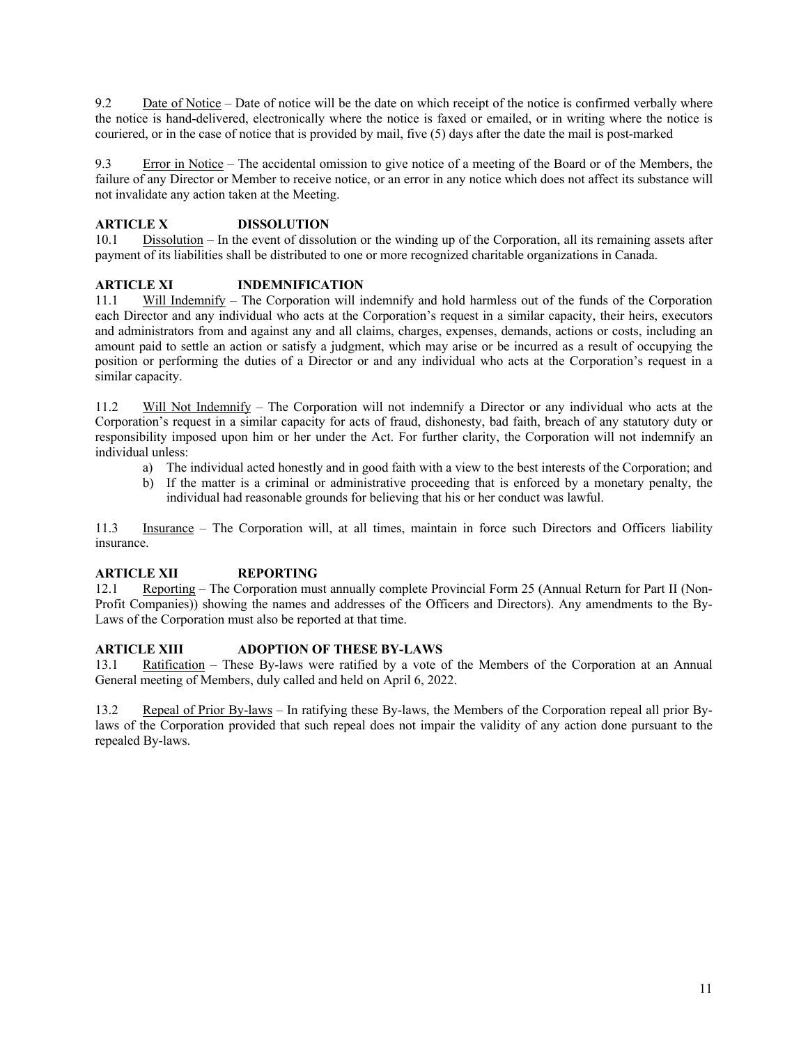9.2 Date of Notice – Date of notice will be the date on which receipt of the notice is confirmed verbally where the notice is hand-delivered, electronically where the notice is faxed or emailed, or in writing where the notice is couriered, or in the case of notice that is provided by mail, five (5) days after the date the mail is post-marked

9.3 Error in Notice – The accidental omission to give notice of a meeting of the Board or of the Members, the failure of any Director or Member to receive notice, or an error in any notice which does not affect its substance will not invalidate any action taken at the Meeting.

## ARTICLE X DISSOLUTION

10.1 Dissolution – In the event of dissolution or the winding up of the Corporation, all its remaining assets after payment of its liabilities shall be distributed to one or more recognized charitable organizations in Canada.

## ARTICLE XI INDEMNIFICATION

11.1 Will Indemnify – The Corporation will indemnify and hold harmless out of the funds of the Corporation each Director and any individual who acts at the Corporation's request in a similar capacity, their heirs, executors and administrators from and against any and all claims, charges, expenses, demands, actions or costs, including an amount paid to settle an action or satisfy a judgment, which may arise or be incurred as a result of occupying the position or performing the duties of a Director or and any individual who acts at the Corporation's request in a similar capacity.

11.2 Will Not Indemnify – The Corporation will not indemnify a Director or any individual who acts at the Corporation's request in a similar capacity for acts of fraud, dishonesty, bad faith, breach of any statutory duty or responsibility imposed upon him or her under the Act. For further clarity, the Corporation will not indemnify an individual unless:

a) The individual acted honestly and in good faith with a view to the best interests of the Corporation; and
b) If the matter is a criminal or administrative proceeding that is enforced by a monetary penalty, the individual had reasonable grounds for believing that his or her conduct was lawful.

11.3 Insurance – The Corporation will, at all times, maintain in force such Directors and Officers liability insurance.

## ARTICLE XII REPORTING

12.1 Reporting – The Corporation must annually complete Provincial Form 25 (Annual Return for Part II (Non-Profit Companies)) showing the names and addresses of the Officers and Directors). Any amendments to the By-Laws of the Corporation must also be reported at that time.

## ARTICLE XIII ADOPTION OF THESE BY-LAWS

13.1 Ratification – These By-laws were ratified by a vote of the Members of the Corporation at an Annual General meeting of Members, duly called and held on April 6, 2022.

13.2 Repeal of Prior By-laws – In ratifying these By-laws, the Members of the Corporation repeal all prior By-laws of the Corporation provided that such repeal does not impair the validity of any action done pursuant to the repealed By-laws.